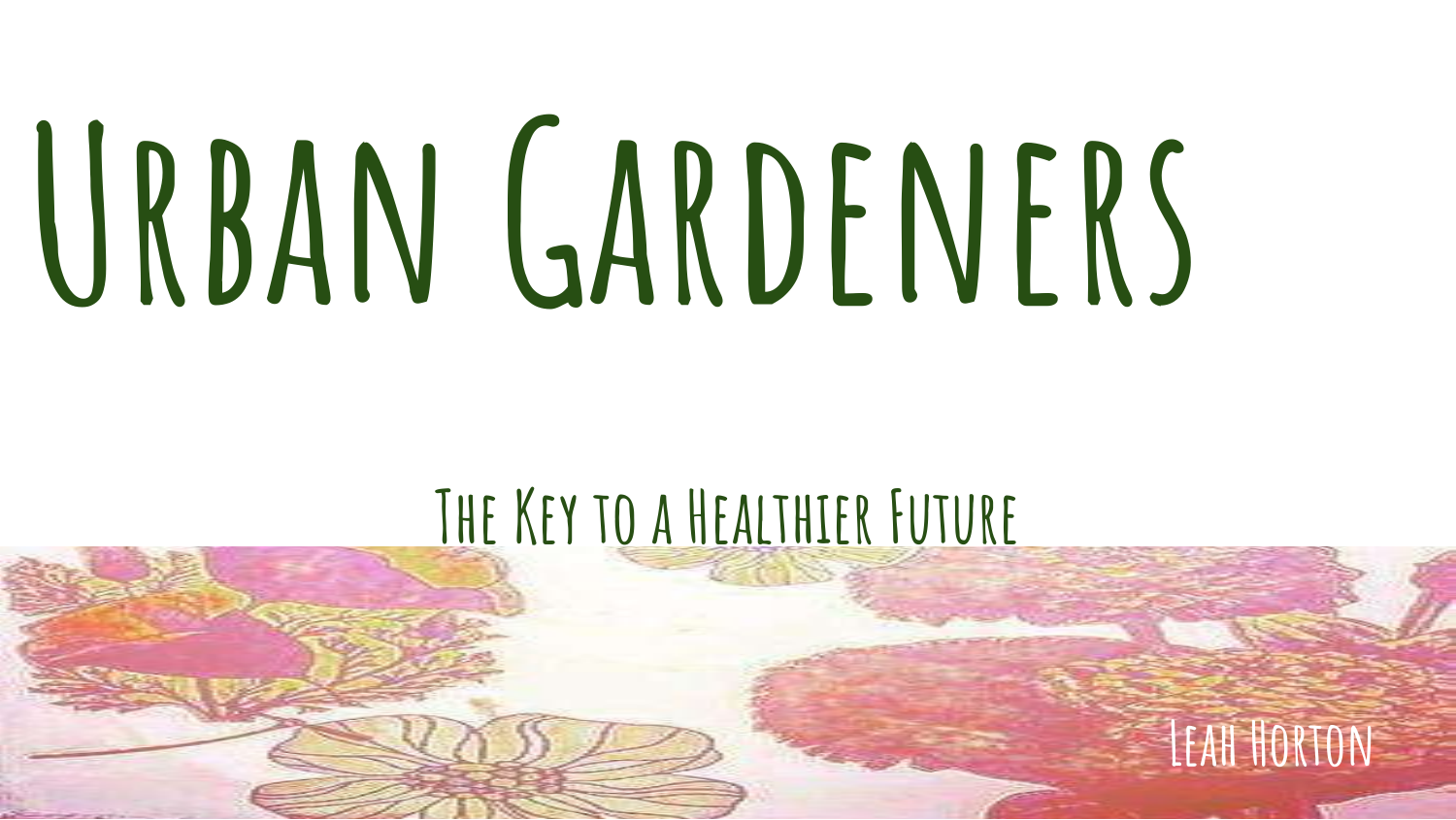# Urban Gardeners

## The Key to a Healthier Future

Leah Horton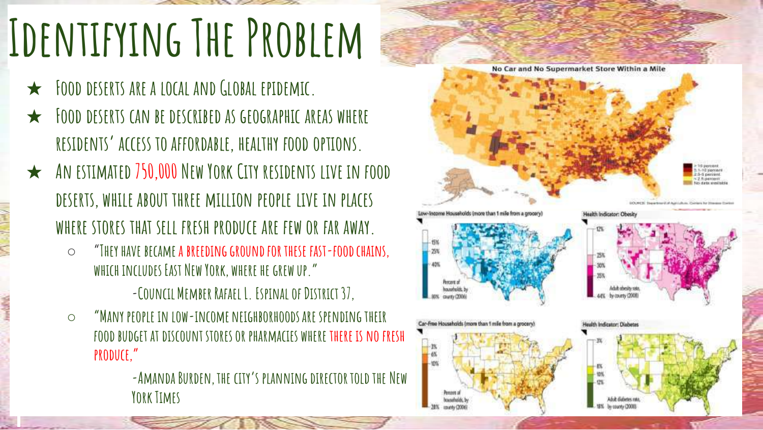# Identifying The Problem

- Food deserts are a local and Global epidemic.
- Food deserts can be described as geographic areas where residents' access to affordable, healthy food options.
- An estimated 750,000 New York City residents live in food deserts, while about three million people live in places where stores that sell fresh produce are few or far away.
  - "They have became a breeding ground for these fast-food chains, which includes East New York, where he grew up."

    -Council Member Rafael L. Espinal of District 37,
  - "Many people in low-income neighborhoods are spending their food budget at discount stores or pharmacies where there is no fresh produce,"

    -Amanda Burden, the city's planning director told the New York Times

No Car and No Supermarket Store Within a Mile

> 10 percent
5.1–10 percent
2.5–5 percent
< 2.5 percent
No data available

SOURCE: Department of Agriculture, Centers for Disease Control

Low-Income Households (more than 1 mile from a grocery)

15%
25%
40%
Percent of households, by county (2006)
80%

Health Indicator: Obesity

12%
25%
30%
35%
Adult obesity rate, by county (2008)
44%

Car-Free Households (more than 1 mile from a grocery)

3%
6%
10%
Percent of households, by county (2006)
28%

Health Indicator: Diabetes

3%
8%
10%
12%
Adult diabetes rate, by county (2008)
18%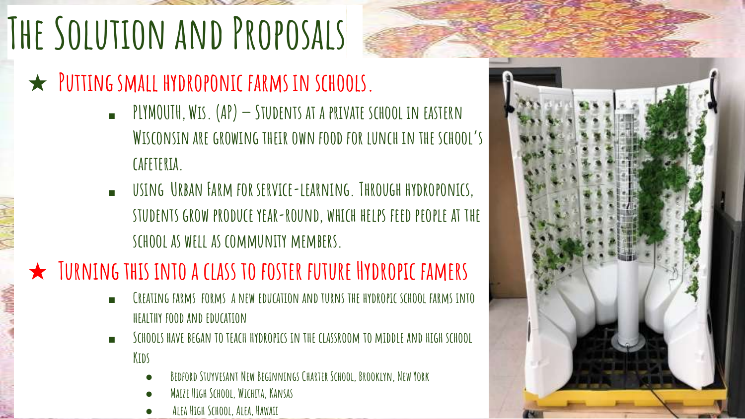# The Solution and Proposals

- ★ **Putting small hydroponic farms in schools.**
  - Plymouth, Wis. (AP) — Students at a private school in eastern Wisconsin are growing their own food for lunch in the school's cafeteria.
  - Using Urban Farm for service-learning. Through hydroponics, students grow produce year-round, which helps feed people at the school as well as community members.
- ★ **Turning this into a class to foster future Hydropic famers**
  - Creating farms forms a new education and turns the hydropic school farms into healthy food and education
  - Schools have began to teach hydropics in the classroom to middle and high school Kids
    - Bedford Stuyvesant New Beginnings Charter School, Brooklyn, New York
    - Maize High School, Wichita, Kansas
    - Alea High School, Alea, Hawaii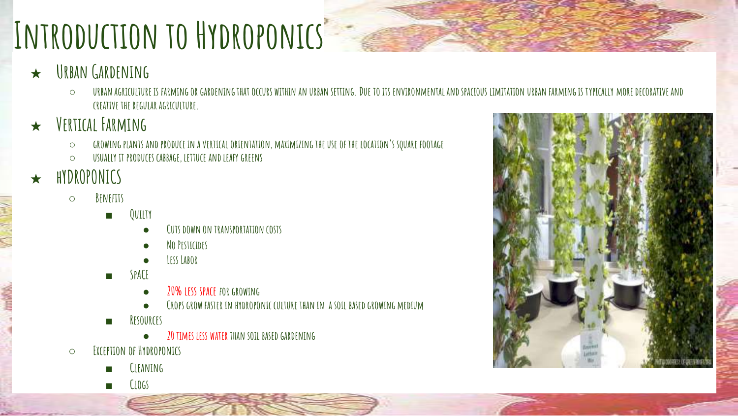# Introduction to Hydroponics

- **Urban Gardening**
  - Urban agriculture is farming or gardening that occurs within an urban setting. Due to its environmental and spacious limitation urban farming is typically more decorative and creative the regular agriculture.
- **Vertical Farming**
  - Growing plants and produce in a vertical orientation, maximizing the use of the location's square footage
  - Usually it produces cabbage, lettuce and leafy greens
- **hydroponics**
  - Benefits
    - Quilty
      - Cuts down on transportation costs
      - No Pesticides
      - Less Labor
    - Space
      - 20% less space for growing
      - Crops grow faster in hydroponic culture than in a soil based growing medium
    - Resources
      - 20 times less water than soil based gardening
  - Exception of Hydroponics
    - Cleaning
    - Clogs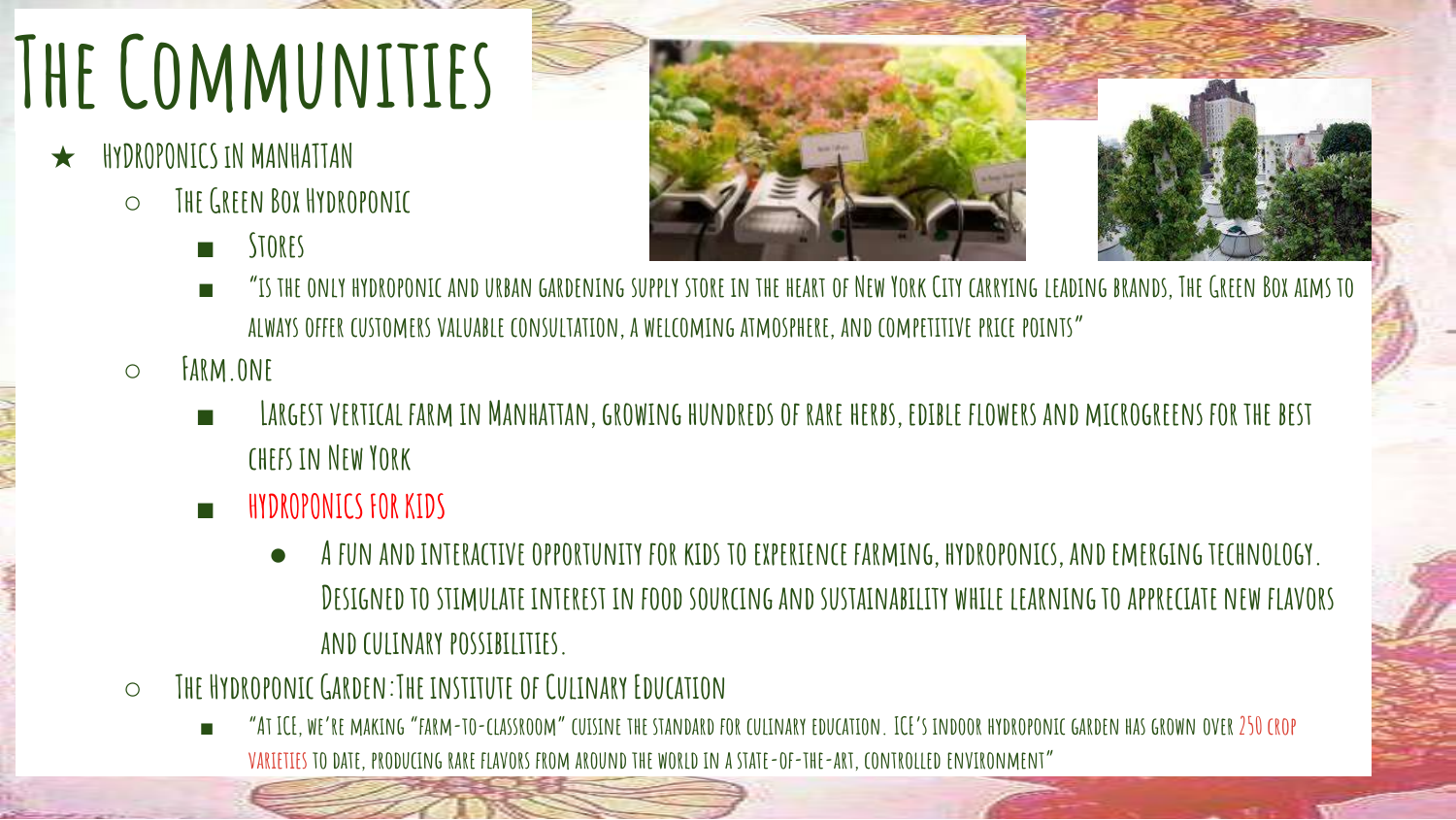# The Communities

- Hydroponics in Manhattan
  - The Green Box Hydroponic
    - Stores
    - "Is the only hydroponic and urban gardening supply store in the heart of New York City carrying leading brands, The Green Box aims to always offer customers valuable consultation, a welcoming atmosphere, and competitive price points"
  - Farm.One
    - Largest vertical farm in Manhattan, growing hundreds of rare herbs, edible flowers and microgreens for the best chefs in New York
    - Hydroponics for kids
      - A fun and interactive opportunity for kids to experience farming, hydroponics, and emerging technology. Designed to stimulate interest in food sourcing and sustainability while learning to appreciate new flavors and culinary possibilities.
  - The Hydroponic Garden: The institute of Culinary Education
    - "At ICE, we're making "farm-to-classroom" cuisine the standard for culinary education. ICE's indoor hydroponic garden has grown over 250 crop varieties to date, producing rare flavors from around the world in a state-of-the-art, controlled environment"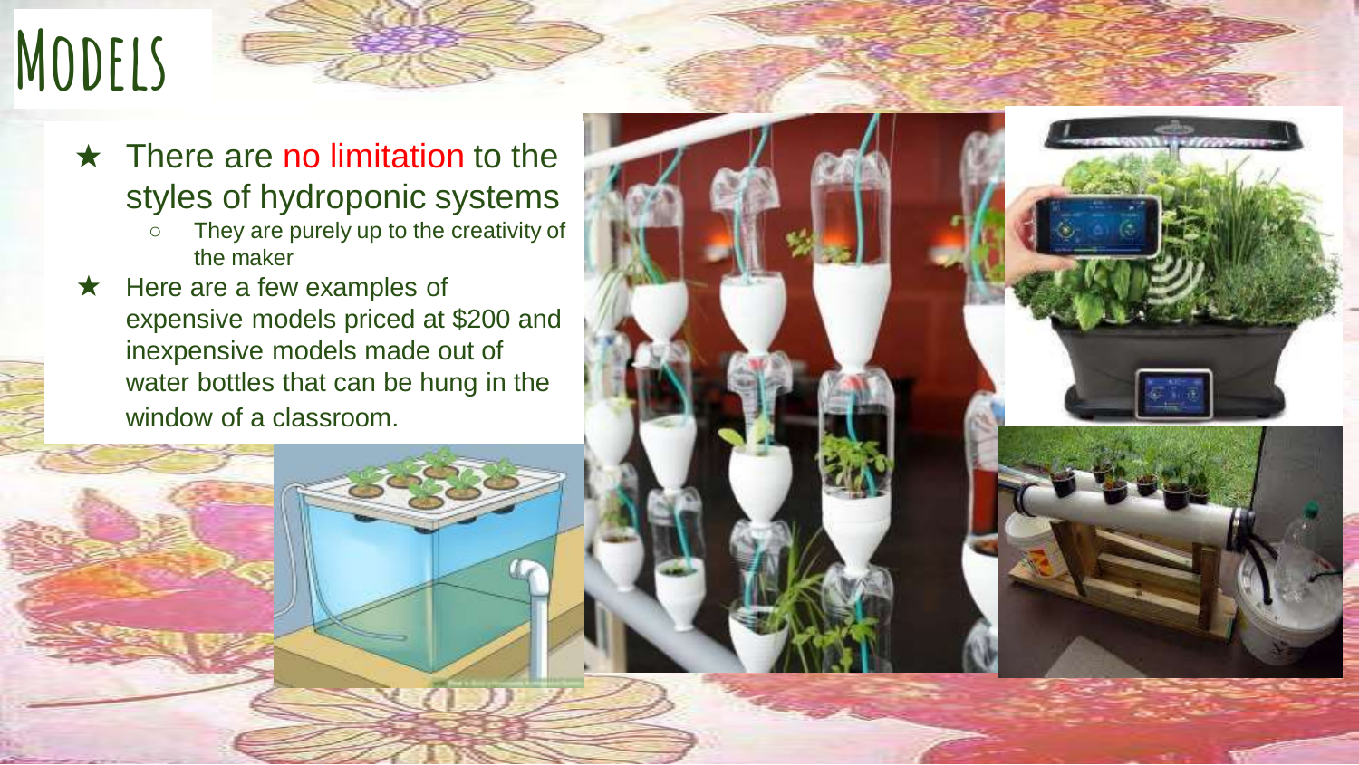# Models

- There are no limitation to the styles of hydroponic systems
  - They are purely up to the creativity of the maker
- Here are a few examples of expensive models priced at $200 and inexpensive models made out of water bottles that can be hung in the window of a classroom.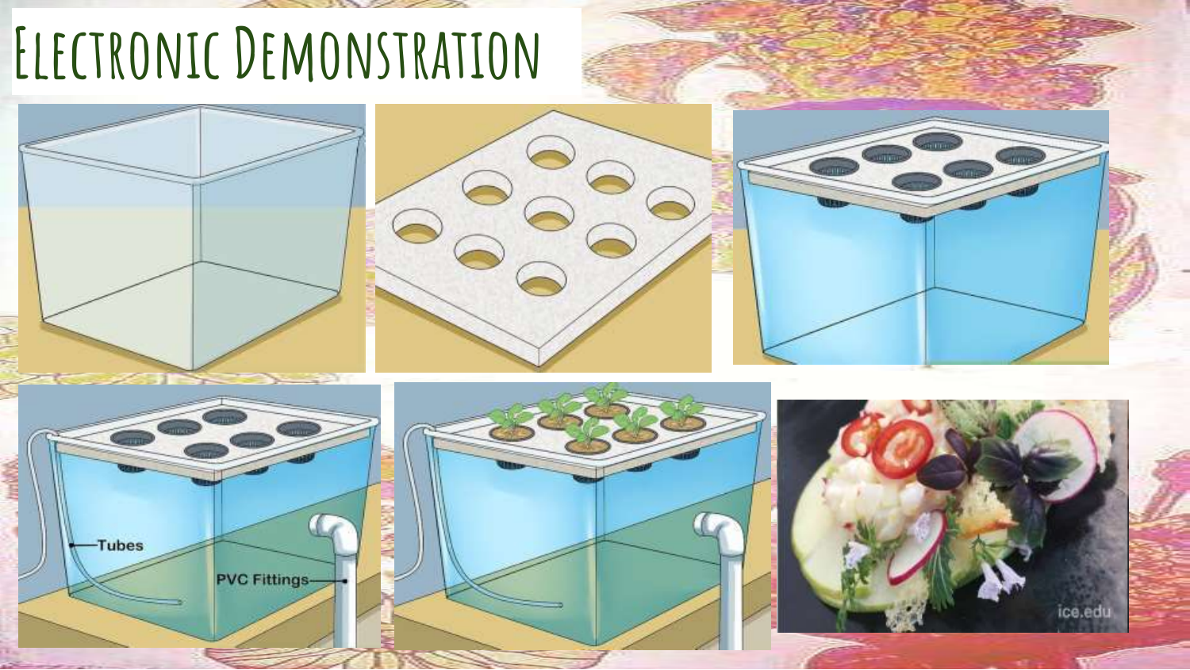# Electronic Demonstration

Tubes

PVC Fittings

ice.edu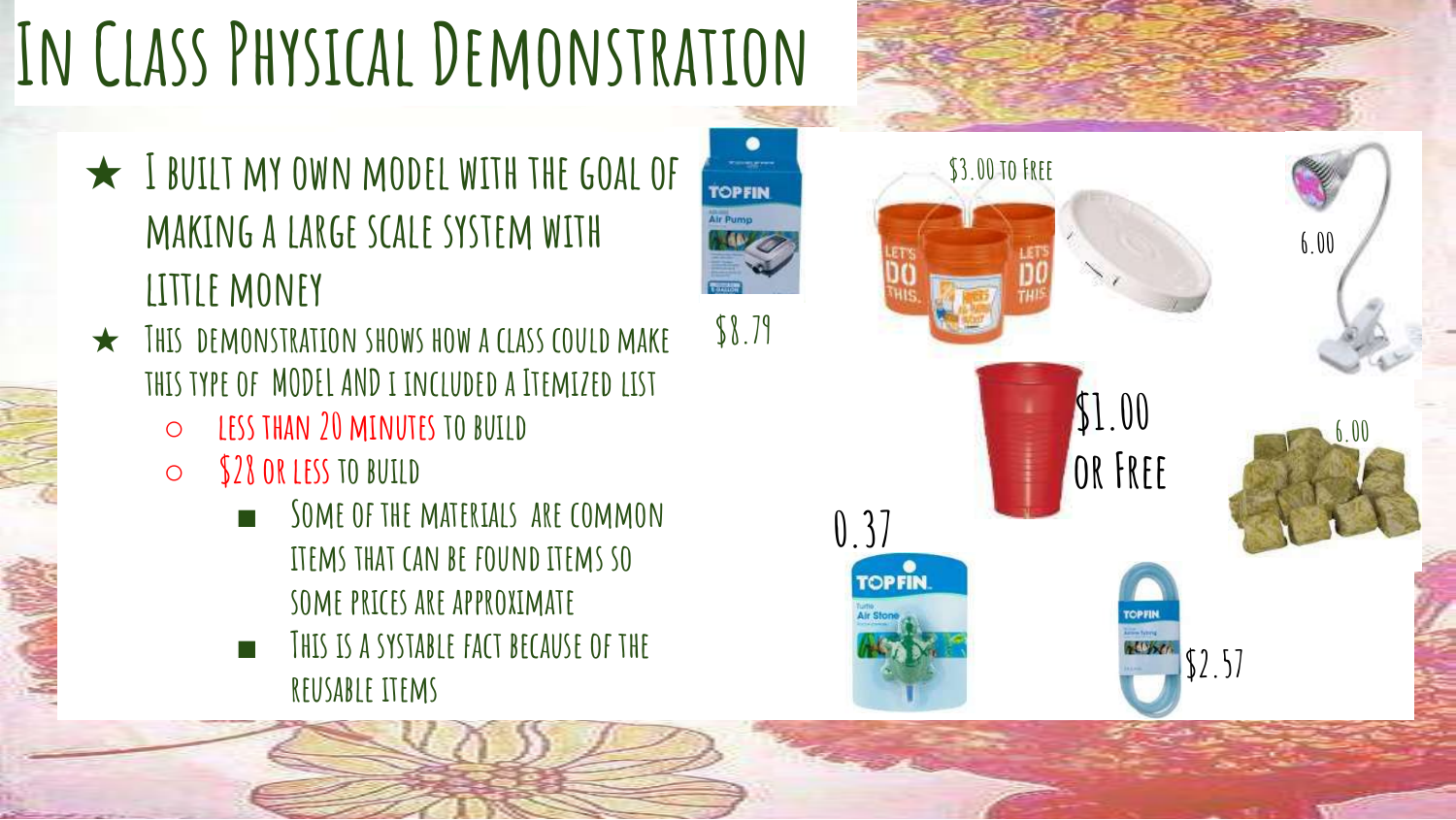# In Class Physical Demonstration

- I built my own model with the goal of making a large scale system with little money
- This demonstration shows how a class could make this type of MODEL AND i included a Itemized list
  - less than 20 minutes to build
  - $28 or less to build
    - Some of the materials are common items that can be found items so some prices are approximate
    - This is a systable fact because of the reusable items

$8.79

$3.00 to Free

6.00

$1.00 or Free

6.00

0.37

$2.57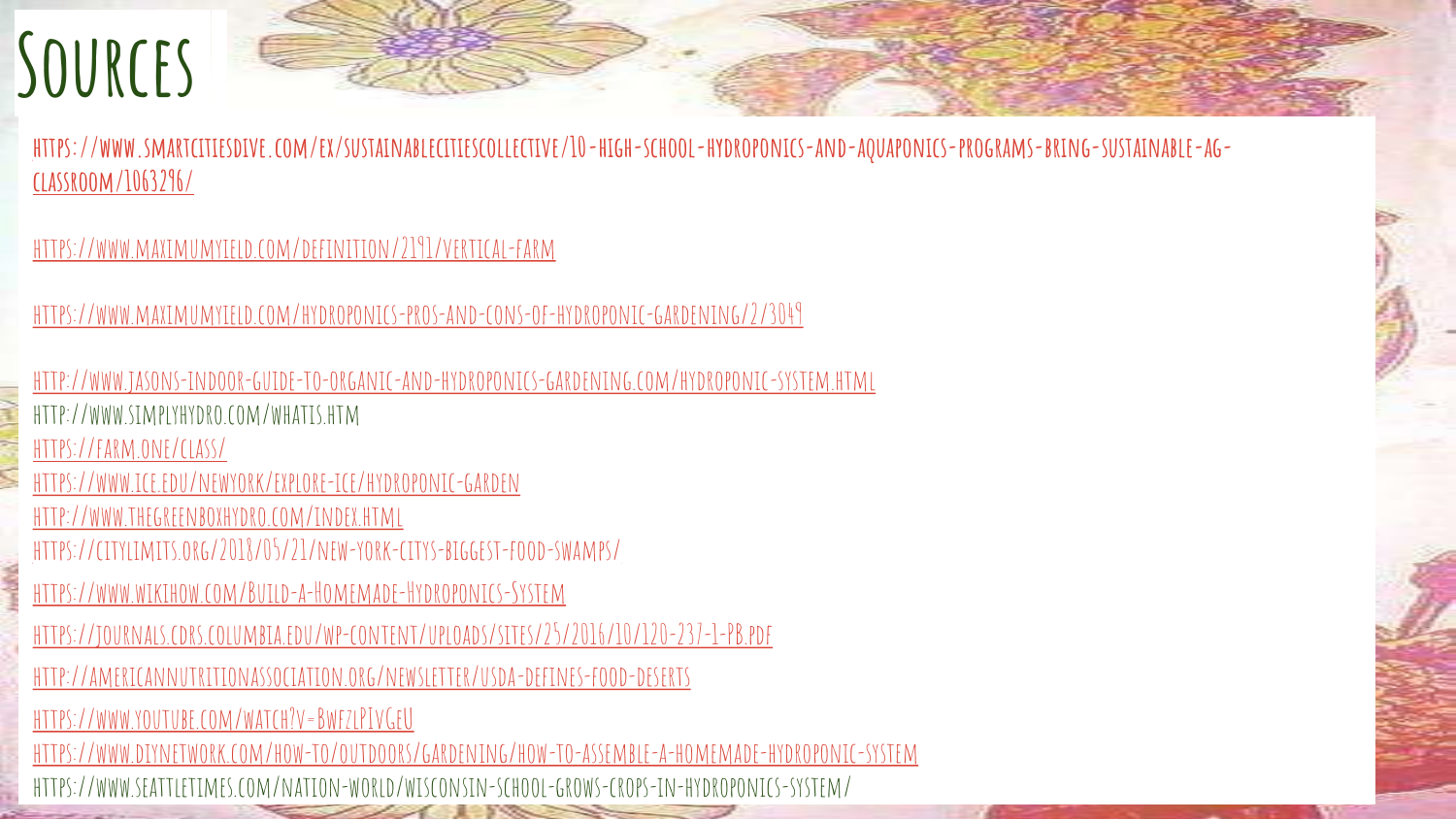# Sources

https://www.smartcitiesdive.com/ex/sustainablecitiescollective/10-high-school-hydroponics-and-aquaponics-programs-bring-sustainable-ag-classroom/1063296/

https://www.maximumyield.com/definition/2191/vertical-farm

https://www.maximumyield.com/hydroponics-pros-and-cons-of-hydroponic-gardening/2/3049

http://www.jasons-indoor-guide-to-organic-and-hydroponics-gardening.com/hydroponic-system.html

http://www.simplyhydro.com/whatis.htm

https://farm.one/class/

https://www.ice.edu/newyork/explore-ice/hydroponic-garden

http://www.thegreenboxhydro.com/index.html

https://citylimits.org/2018/05/21/new-york-citys-biggest-food-swamps/

https://www.wikihow.com/Build-a-Homemade-Hydroponics-System

https://journals.cdrs.columbia.edu/wp-content/uploads/sites/25/2016/10/120-237-1-PB.pdf

http://americannutritionassociation.org/newsletter/usda-defines-food-deserts

https://www.youtube.com/watch?v=BwfzlPIvGeU

https://www.diynetwork.com/how-to/outdoors/gardening/how-to-assemble-a-homemade-hydroponic-system

https://www.seattletimes.com/nation-world/wisconsin-school-grows-crops-in-hydroponics-system/